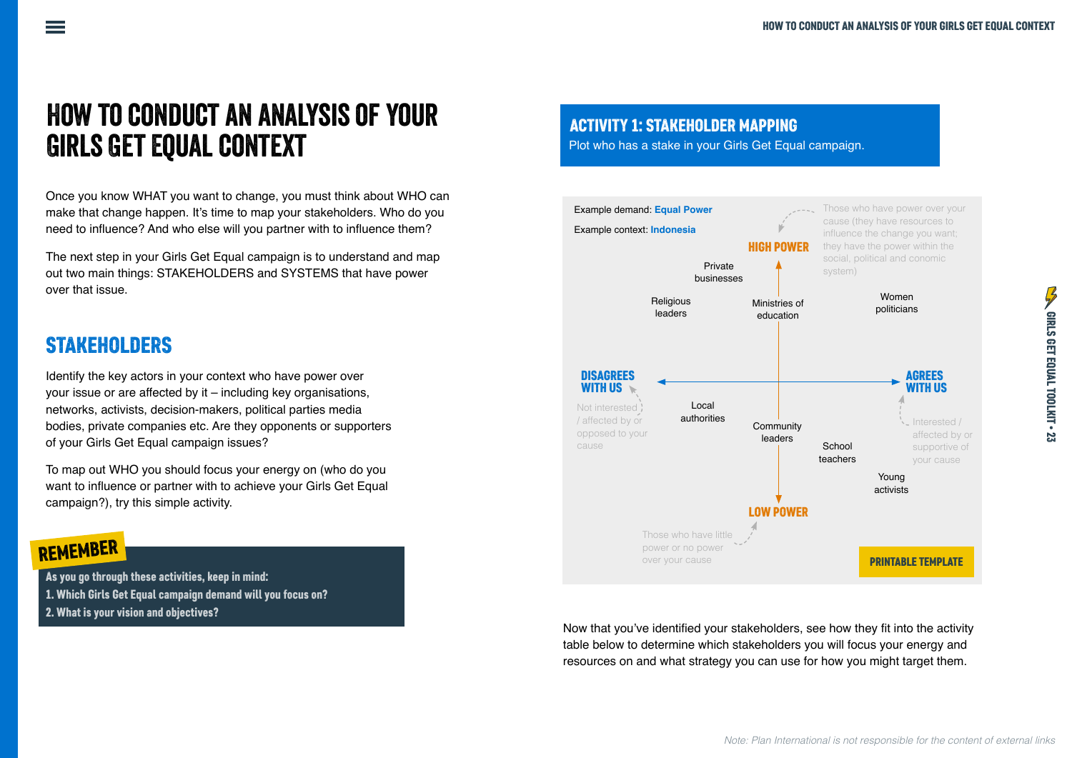# HOW TO CONDUCT AN ANALYSIS OF YOUR GIRLS GET EQUAL CONTEXT

Once you know WHAT you want to change, you must think about WHO can make that change happen. It's time to map your stakeholders. Who do you need to influence? And who else will you partner with to influence them?

The next step in your Girls Get Equal campaign is to understand and map out two main things: STAKEHOLDERS and SYSTEMS that have power over that issue.

## STAKEHOLDERS

Identify the key actors in your context who have power over your issue or are affected by it – including key organisations, networks, activists, decision-makers, political parties media bodies, private companies etc. Are they opponents or supporters of your Girls Get Equal campaign issues?

To map out WHO you should focus your energy on (who do you want to influence or partner with to achieve your Girls Get Equal campaign?), try this simple activity.

**REMEMBER**

**As you go through these activities, keep in mind:**
**1. Which Girls Get Equal campaign demand will you focus on?**
**2. What is your vision and objectives?**

## ACTIVITY 1: STAKEHOLDER MAPPING

Plot who has a stake in your Girls Get Equal campaign.

Example demand: **Equal Power**

Example context: **Indonesia**

**HIGH POWER** – Those who have power over your cause (they have resources to influence the change you want; they have the power within the social, political and conomic system)

**LOW POWER** – Those who have little power or no power over your cause

**DISAGREES WITH US** – Not interested / affected by or opposed to your cause

**AGREES WITH US** – Interested / affected by or supportive of your cause

- Private businesses
- Religious leaders
- Ministries of education
- Women politicians
- Local authorities
- Community leaders
- School teachers
- Young activists

PRINTABLE TEMPLATE

Now that you've identified your stakeholders, see how they fit into the activity table below to determine which stakeholders you will focus your energy and resources on and what strategy you can use for how you might target them.

*Note: Plan International is not responsible for the content of external links*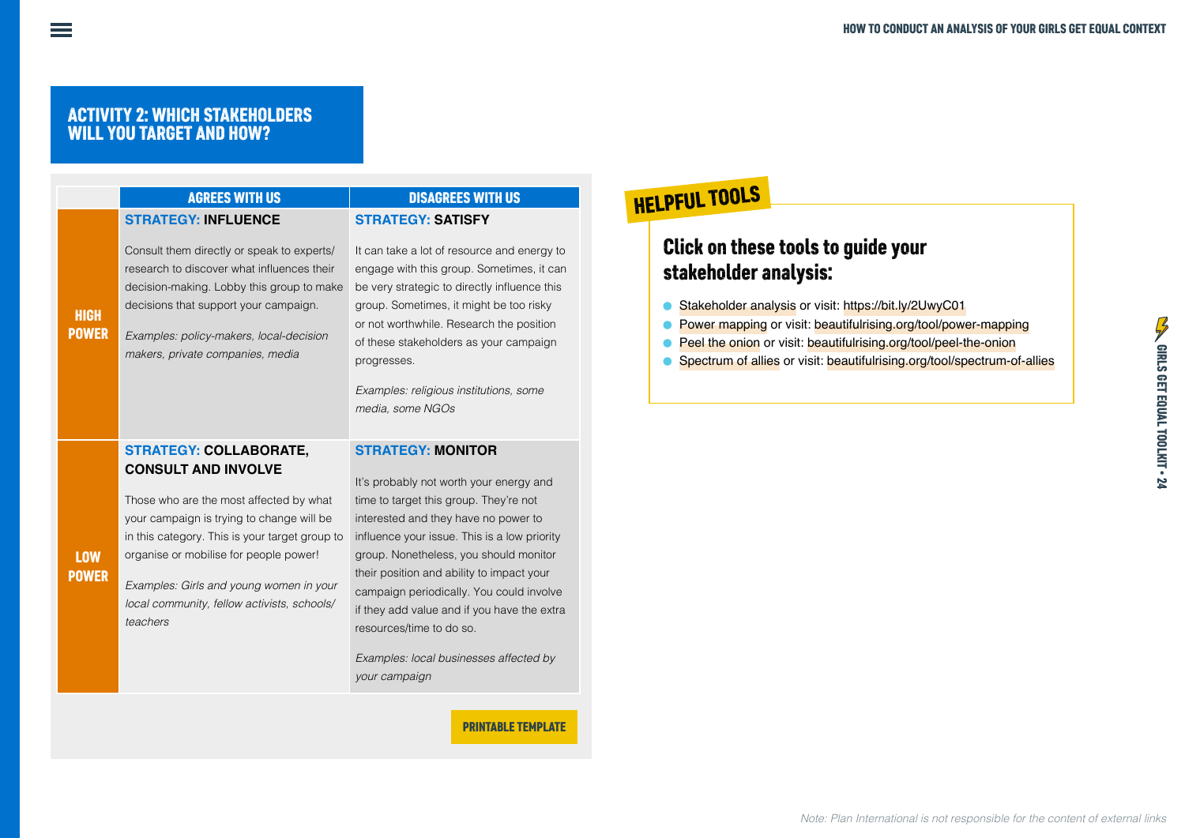## ACTIVITY 2: WHICH STAKEHOLDERS WILL YOU TARGET AND HOW?

| | AGREES WITH US | DISAGREES WITH US |
|---|---|---|
| **HIGH POWER** | **STRATEGY: INFLUENCE**<br><br>Consult them directly or speak to experts/ research to discover what influences their decision-making. Lobby this group to make decisions that support your campaign.<br><br>*Examples: policy-makers, local-decision makers, private companies, media* | **STRATEGY: SATISFY**<br><br>It can take a lot of resource and energy to engage with this group. Sometimes, it can be very strategic to directly influence this group. Sometimes, it might be too risky or not worthwhile. Research the position of these stakeholders as your campaign progresses.<br><br>*Examples: religious institutions, some media, some NGOs* |
| **LOW POWER** | **STRATEGY: COLLABORATE, CONSULT AND INVOLVE**<br><br>Those who are the most affected by what your campaign is trying to change will be in this category. This is your target group to organise or mobilise for people power!<br><br>*Examples: Girls and young women in your local community, fellow activists, schools/ teachers* | **STRATEGY: MONITOR**<br><br>It's probably not worth your energy and time to target this group. They're not interested and they have no power to influence your issue. This is a low priority group. Nonetheless, you should monitor their position and ability to impact your campaign periodically. You could involve if they add value and if you have the extra resources/time to do so.<br><br>*Examples: local businesses affected by your campaign* |

PRINTABLE TEMPLATE

### HELPFUL TOOLS

**Click on these tools to guide your stakeholder analysis:**

- Stakeholder analysis or visit: https://bit.ly/2UwyC01
- Power mapping or visit: beautifulrising.org/tool/power-mapping
- Peel the onion or visit: beautifulrising.org/tool/peel-the-onion
- Spectrum of allies or visit: beautifulrising.org/tool/spectrum-of-allies

*Note: Plan International is not responsible for the content of external links*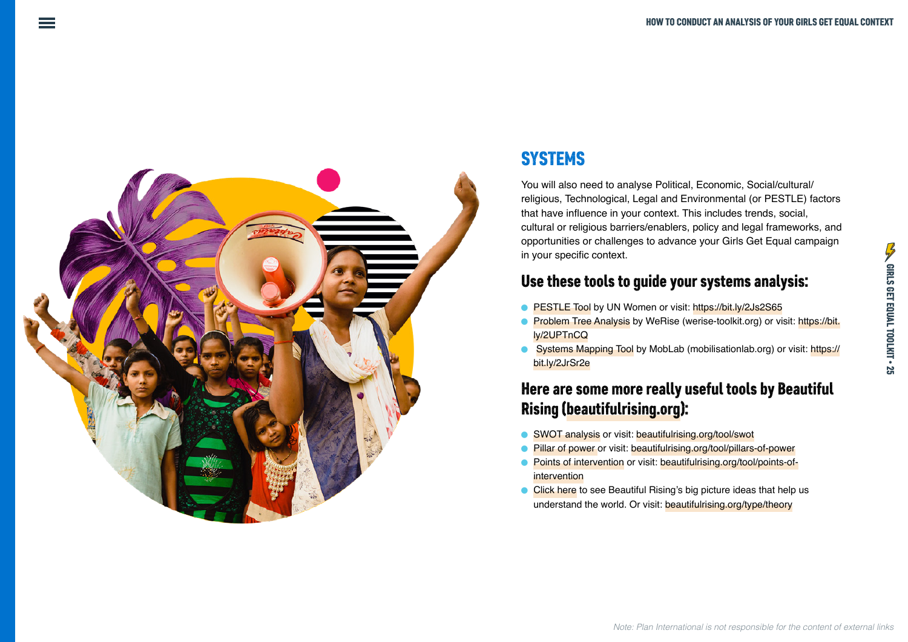## SYSTEMS

You will also need to analyse Political, Economic, Social/cultural/religious, Technological, Legal and Environmental (or PESTLE) factors that have influence in your context. This includes trends, social, cultural or religious barriers/enablers, policy and legal frameworks, and opportunities or challenges to advance your Girls Get Equal campaign in your specific context.

### Use these tools to guide your systems analysis:

- PESTLE Tool by UN Women or visit: https://bit.ly/2Js2S65
- Problem Tree Analysis by WeRise (werise-toolkit.org) or visit: https://bit.ly/2UPTnCQ
- Systems Mapping Tool by MobLab (mobilisationlab.org) or visit: https://bit.ly/2JrSr2e

### Here are some more really useful tools by Beautiful Rising (beautifulrising.org):

- SWOT analysis or visit: beautifulrising.org/tool/swot
- Pillar of power or visit: beautifulrising.org/tool/pillars-of-power
- Points of intervention or visit: beautifulrising.org/tool/points-of-intervention
- Click here to see Beautiful Rising's big picture ideas that help us understand the world. Or visit: beautifulrising.org/type/theory

*Note: Plan International is not responsible for the content of external links*